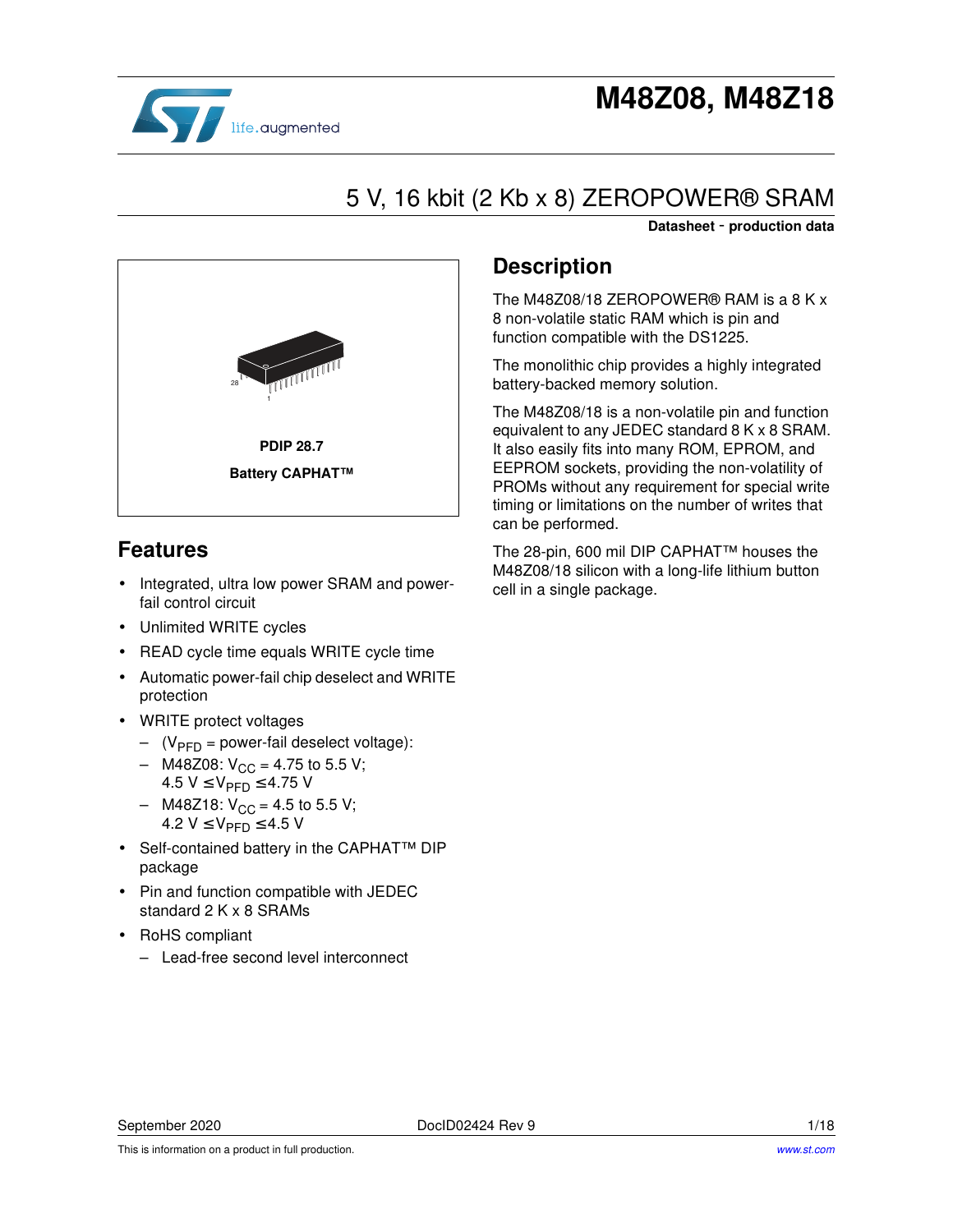# M48Z08, M48Z18

## 5 V, 16 kbit (2 Kb x 8) ZEROPOWER® SRAM

**Datasheet - production data**

**PDIP 28.7**

**Battery CAPHAT™**

## Features

- Integrated, ultra low power SRAM and power-fail control circuit
- Unlimited WRITE cycles
- READ cycle time equals WRITE cycle time
- Automatic power-fail chip deselect and WRITE protection
- WRITE protect voltages
  - ($V_{PFD}$ = power-fail deselect voltage):
  - M48Z08: $V_{CC}$ = 4.75 to 5.5 V; 4.5 V ≤ $V_{PFD}$ ≤ 4.75 V
  - M48Z18: $V_{CC}$ = 4.5 to 5.5 V; 4.2 V ≤ $V_{PFD}$ ≤ 4.5 V
- Self-contained battery in the CAPHAT™ DIP package
- Pin and function compatible with JEDEC standard 2 K x 8 SRAMs
- RoHS compliant
  - Lead-free second level interconnect

## Description

The M48Z08/18 ZEROPOWER® RAM is a 8 K x 8 non-volatile static RAM which is pin and function compatible with the DS1225.

The monolithic chip provides a highly integrated battery-backed memory solution.

The M48Z08/18 is a non-volatile pin and function equivalent to any JEDEC standard 8 K x 8 SRAM. It also easily fits into many ROM, EPROM, and EEPROM sockets, providing the non-volatility of PROMs without any requirement for special write timing or limitations on the number of writes that can be performed.

The 28-pin, 600 mil DIP CAPHAT™ houses the M48Z08/18 silicon with a long-life lithium button cell in a single package.

September 2020 DocID02424 Rev 9

This is information on a product in full production.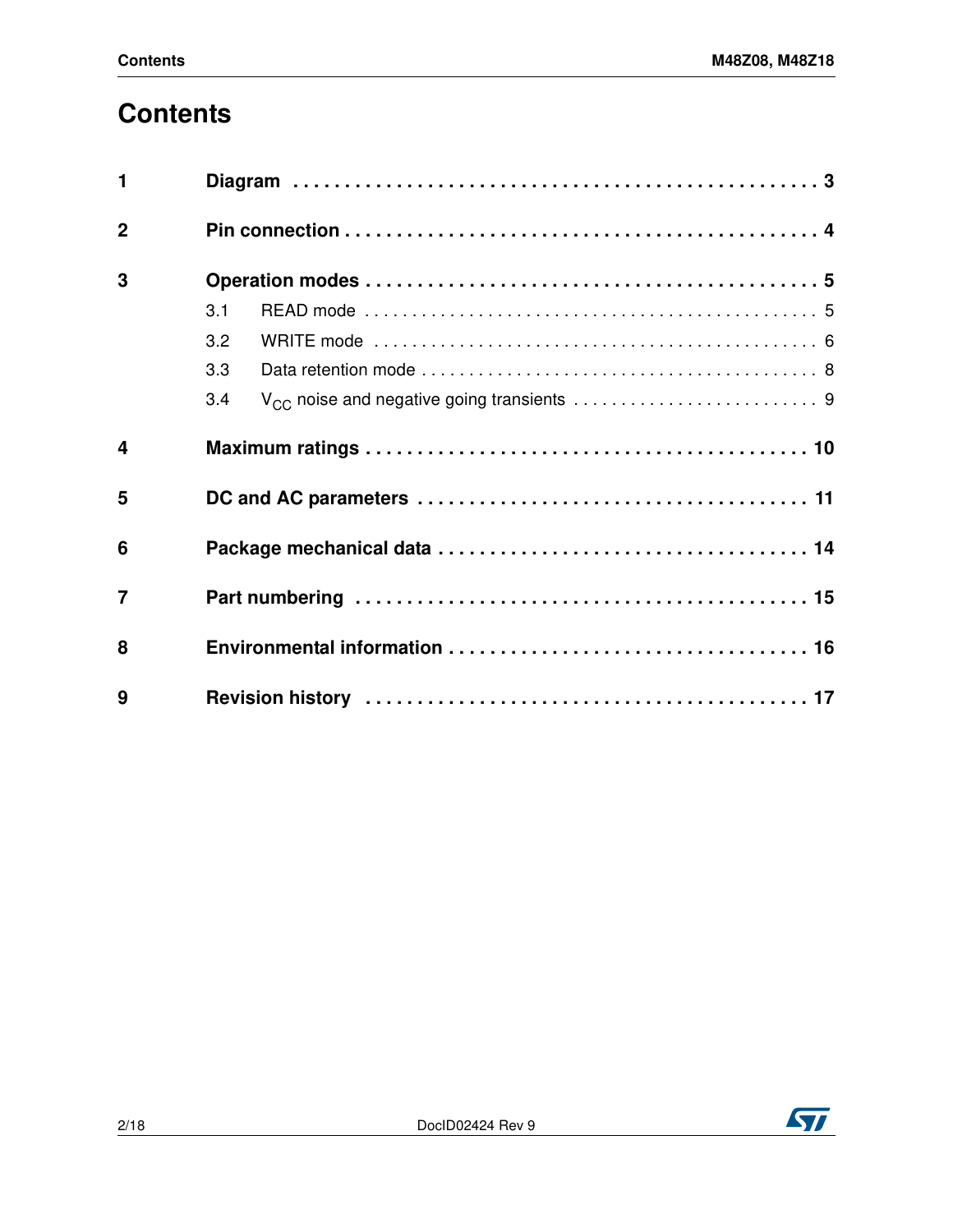# Contents

| | | |
|---|---|---|
| **1** | **Diagram** | **3** |
| **2** | **Pin connection** | **4** |
| **3** | **Operation modes** | **5** |
| | 3.1 READ mode | 5 |
| | 3.2 WRITE mode | 6 |
| | 3.3 Data retention mode | 8 |
| | 3.4 $V_{CC}$ noise and negative going transients | 9 |
| **4** | **Maximum ratings** | **10** |
| **5** | **DC and AC parameters** | **11** |
| **6** | **Package mechanical data** | **14** |
| **7** | **Part numbering** | **15** |
| **8** | **Environmental information** | **16** |
| **9** | **Revision history** | **17** |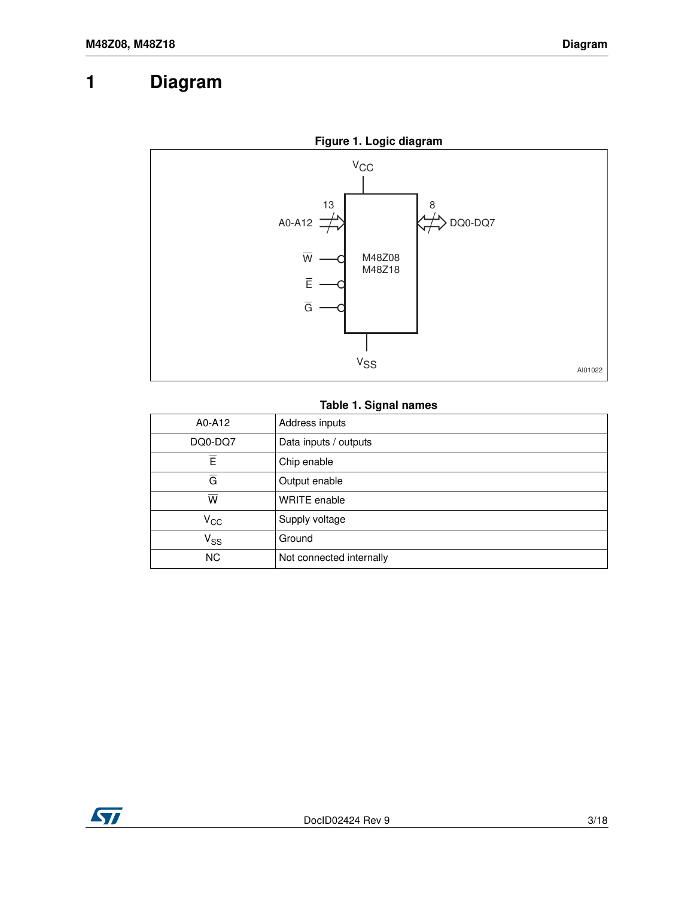# 1 Diagram

**Figure 1. Logic diagram**

**Table 1. Signal names**

| | |
|---|---|
| A0-A12 | Address inputs |
| DQ0-DQ7 | Data inputs / outputs |
| $\overline{E}$ | Chip enable |
| $\overline{G}$ | Output enable |
| $\overline{W}$ | WRITE enable |
| $V_{CC}$ | Supply voltage |
| $V_{SS}$ | Ground |
| NC | Not connected internally |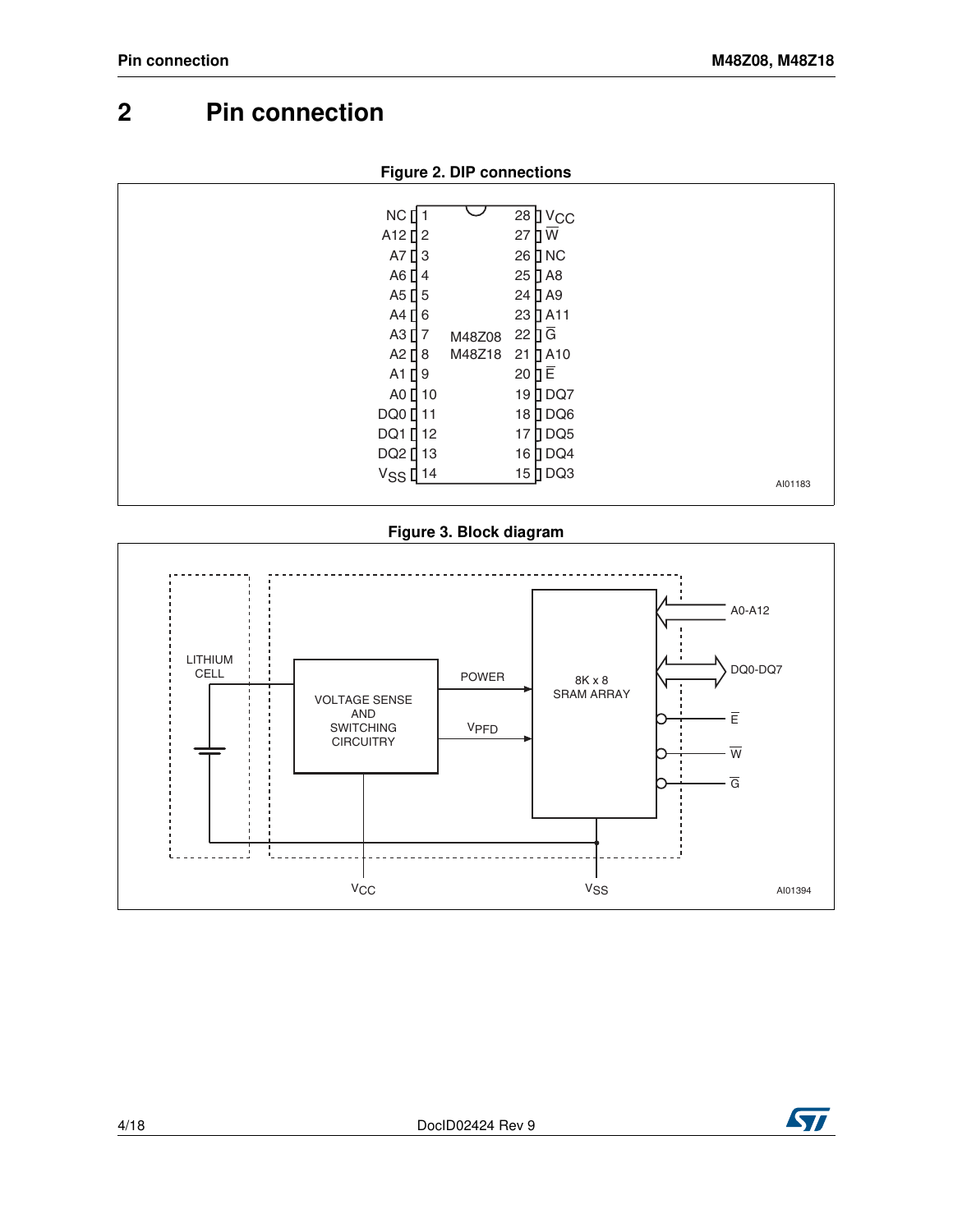## 2 Pin connection

**Figure 2. DIP connections**

| Pin | Name | Pin | Name |
| --- | --- | --- | --- |
| 1 | NC | 28 | $V_{CC}$ |
| 2 | A12 | 27 | $\overline{W}$ |
| 3 | A7 | 26 | NC |
| 4 | A6 | 25 | A8 |
| 5 | A5 | 24 | A9 |
| 6 | A4 | 23 | A11 |
| 7 | A3 | 22 | $\overline{G}$ |
| 8 | A2 | 21 | A10 |
| 9 | A1 | 20 | $\overline{E}$ |
| 10 | A0 | 19 | DQ7 |
| 11 | DQ0 | 18 | DQ6 |
| 12 | DQ1 | 17 | DQ5 |
| 13 | DQ2 | 16 | DQ4 |
| 14 | $V_{SS}$ | 15 | DQ3 |

M48Z08
M48Z18

AI01183

**Figure 3. Block diagram**

LITHIUM CELL

VOLTAGE SENSE AND SWITCHING CIRCUITRY

POWER

$V_{PFD}$

8K x 8 SRAM ARRAY

A0-A12

DQ0-DQ7

$\overline{E}$

$\overline{W}$

$\overline{G}$

$V_{CC}$

$V_{SS}$

AI01394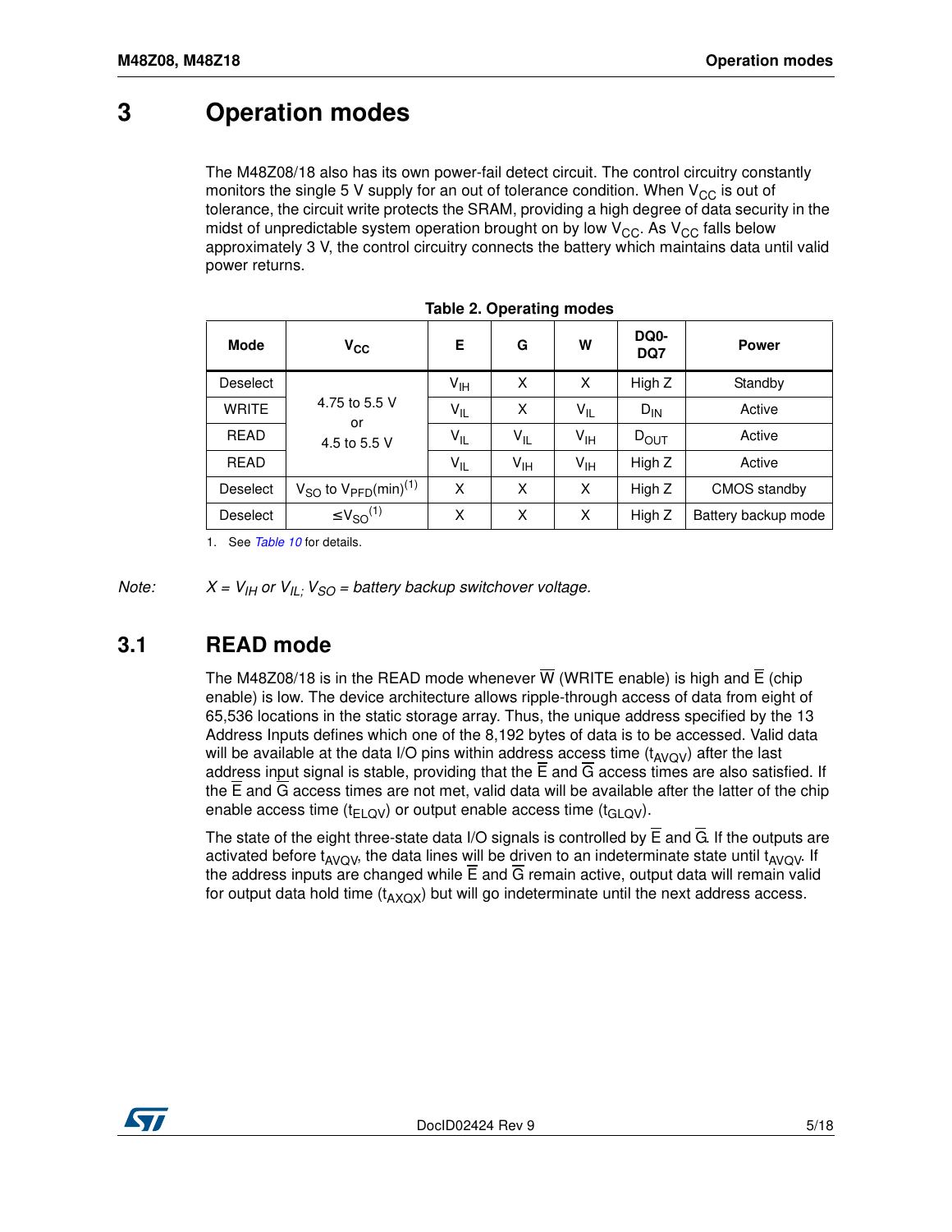# 3 Operation modes

The M48Z08/18 also has its own power-fail detect circuit. The control circuitry constantly monitors the single 5 V supply for an out of tolerance condition. When $V_{CC}$ is out of tolerance, the circuit write protects the SRAM, providing a high degree of data security in the midst of unpredictable system operation brought on by low $V_{CC}$. As $V_{CC}$ falls below approximately 3 V, the control circuitry connects the battery which maintains data until valid power returns.

**Table 2. Operating modes**

| Mode | $V_{CC}$ | E | G | W | DQ0-DQ7 | Power |
|---|---|---|---|---|---|---|
| Deselect | 4.75 to 5.5 V or 4.5 to 5.5 V | $V_{IH}$ | X | X | High Z | Standby |
| WRITE | | $V_{IL}$ | X | $V_{IL}$ | $D_{IN}$ | Active |
| READ | | $V_{IL}$ | $V_{IL}$ | $V_{IH}$ | $D_{OUT}$ | Active |
| READ | | $V_{IL}$ | $V_{IH}$ | $V_{IH}$ | High Z | Active |
| Deselect | $V_{SO}$ to $V_{PFD}$(min)[(1)] | X | X | X | High Z | CMOS standby |
| Deselect | $\leq V_{SO}$[(1)] | X | X | X | High Z | Battery backup mode |

1. See *Table 10* for details.

*Note: $X = V_{IH}$ or $V_{IL}$; $V_{SO}$ = battery backup switchover voltage.*

## 3.1 READ mode

The M48Z08/18 is in the READ mode whenever $\overline{W}$ (WRITE enable) is high and $\overline{E}$ (chip enable) is low. The device architecture allows ripple-through access of data from eight of 65,536 locations in the static storage array. Thus, the unique address specified by the 13 Address Inputs defines which one of the 8,192 bytes of data is to be accessed. Valid data will be available at the data I/O pins within address access time ($t_{AVQV}$) after the last address input signal is stable, providing that the $\overline{E}$ and $\overline{G}$ access times are also satisfied. If the $\overline{E}$ and $\overline{G}$ access times are not met, valid data will be available after the latter of the chip enable access time ($t_{ELQV}$) or output enable access time ($t_{GLQV}$).

The state of the eight three-state data I/O signals is controlled by $\overline{E}$ and $\overline{G}$. If the outputs are activated before $t_{AVQV}$, the data lines will be driven to an indeterminate state until $t_{AVQV}$. If the address inputs are changed while $\overline{E}$ and $\overline{G}$ remain active, output data will remain valid for output data hold time ($t_{AXQX}$) but will go indeterminate until the next address access.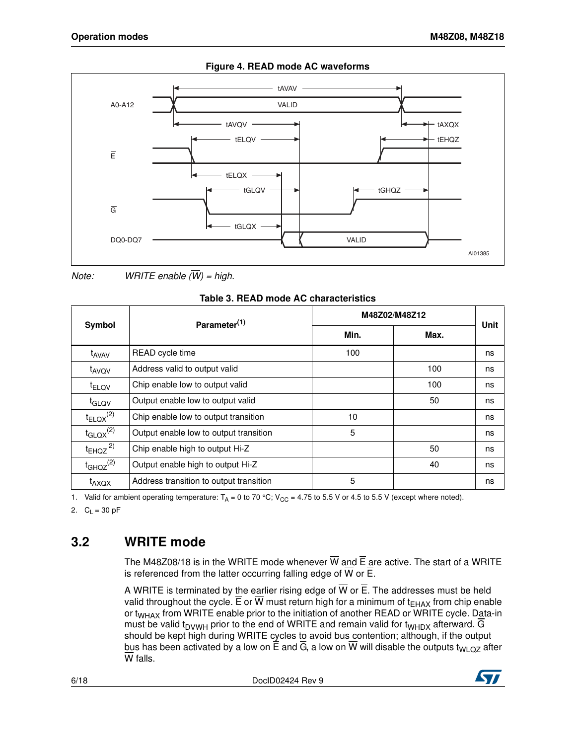**Figure 4. READ mode AC waveforms**

*Note:* *WRITE enable ($\overline{W}$) = high.*

**Table 3. READ mode AC characteristics**

| Symbol | Parameter(1) | M48Z02/M48Z12 | | Unit |
|---|---|---|---|---|
| | | Min. | Max. | |
| $t_{AVAV}$ | READ cycle time | 100 | | ns |
| $t_{AVQV}$ | Address valid to output valid | | 100 | ns |
| $t_{ELQV}$ | Chip enable low to output valid | | 100 | ns |
| $t_{GLQV}$ | Output enable low to output valid | | 50 | ns |
| $t_{ELQX}$(2) | Chip enable low to output transition | 10 | | ns |
| $t_{GLQX}$(2) | Output enable low to output transition | 5 | | ns |
| $t_{EHQZ}$(2) | Chip enable high to output Hi-Z | | 50 | ns |
| $t_{GHQZ}$(2) | Output enable high to output Hi-Z | | 40 | ns |
| $t_{AXQX}$ | Address transition to output transition | 5 | | ns |

1. Valid for ambient operating temperature: $T_A$ = 0 to 70 °C; $V_{CC}$ = 4.75 to 5.5 V or 4.5 to 5.5 V (except where noted).
2. $C_L$ = 30 pF

## 3.2 WRITE mode

The M48Z08/18 is in the WRITE mode whenever $\overline{W}$ and $\overline{E}$ are active. The start of a WRITE is referenced from the latter occurring falling edge of $\overline{W}$ or $\overline{E}$.

A WRITE is terminated by the earlier rising edge of $\overline{W}$ or $\overline{E}$. The addresses must be held valid throughout the cycle. $\overline{E}$ or $\overline{W}$ must return high for a minimum of $t_{EHAX}$ from chip enable or $t_{WHAX}$ from WRITE enable prior to the initiation of another READ or WRITE cycle. Data-in must be valid $t_{DVWH}$ prior to the end of WRITE and remain valid for $t_{WHDX}$ afterward. $\overline{G}$ should be kept high during WRITE cycles to avoid bus contention; although, if the output bus has been activated by a low on $\overline{E}$ and $\overline{G}$, a low on $\overline{W}$ will disable the outputs $t_{WLQZ}$ after $\overline{W}$ falls.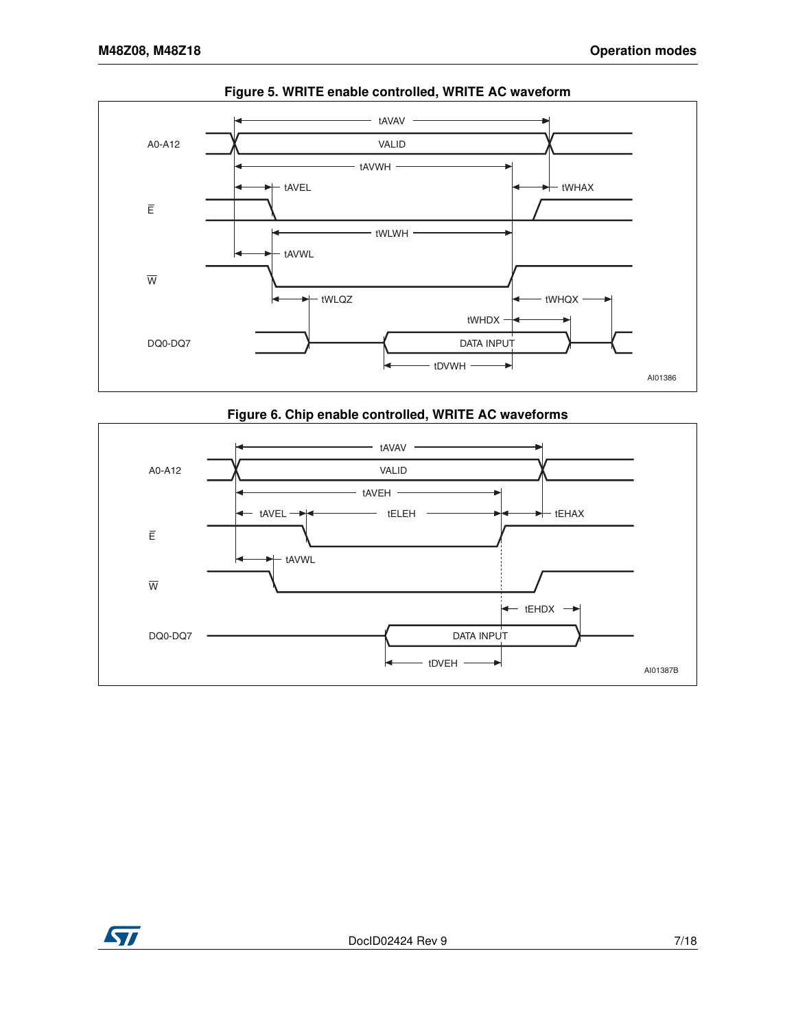**Figure 5. WRITE enable controlled, WRITE AC waveform**

A0-A12 VALID tAVAV tAVWH tAVEL tWHAX E tWLWH tAVWL W tWLQZ tWHQX tWHDX DQ0-DQ7 DATA INPUT tDVWH AI01386

**Figure 6. Chip enable controlled, WRITE AC waveforms**

A0-A12 VALID tAVAV tAVEH tAVEL tELEH tEHAX E tAVWL W tEHDX DQ0-DQ7 DATA INPUT tDVEH AI01387B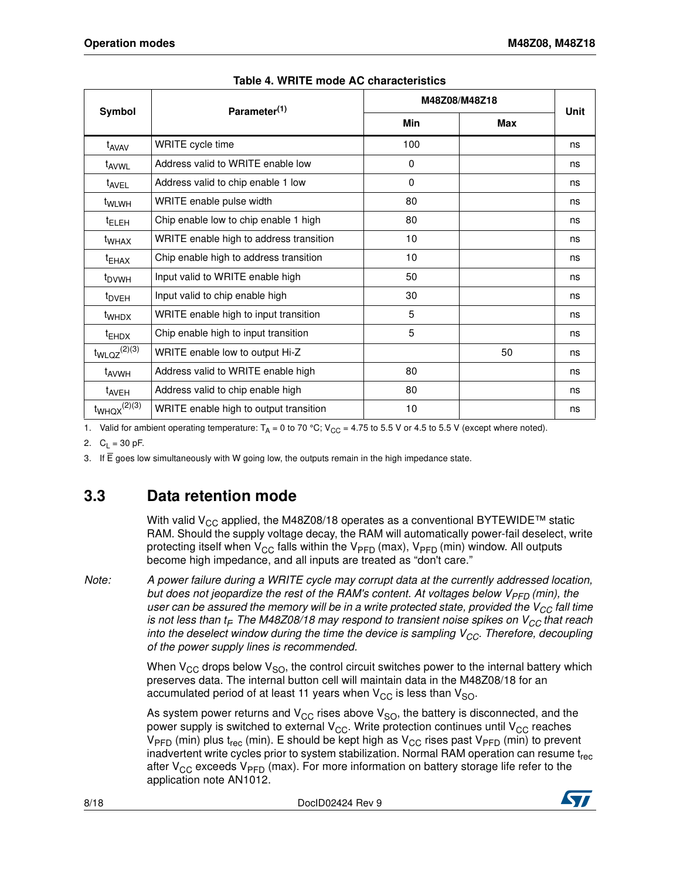**Table 4. WRITE mode AC characteristics**

| Symbol | Parameter[1] | M48Z08/M48Z18 | | Unit |
|---|---|---|---|---|
| | | Min | Max | |
| $t_{AVAV}$ | WRITE cycle time | 100 | | ns |
| $t_{AVWL}$ | Address valid to WRITE enable low | 0 | | ns |
| $t_{AVEL}$ | Address valid to chip enable 1 low | 0 | | ns |
| $t_{WLWH}$ | WRITE enable pulse width | 80 | | ns |
| $t_{ELEH}$ | Chip enable low to chip enable 1 high | 80 | | ns |
| $t_{WHAX}$ | WRITE enable high to address transition | 10 | | ns |
| $t_{EHAX}$ | Chip enable high to address transition | 10 | | ns |
| $t_{DVWH}$ | Input valid to WRITE enable high | 50 | | ns |
| $t_{DVEH}$ | Input valid to chip enable high | 30 | | ns |
| $t_{WHDX}$ | WRITE enable high to input transition | 5 | | ns |
| $t_{EHDX}$ | Chip enable high to input transition | 5 | | ns |
| $t_{WLQZ}$[2][3] | WRITE enable low to output Hi-Z | | 50 | ns |
| $t_{AVWH}$ | Address valid to WRITE enable high | 80 | | ns |
| $t_{AVEH}$ | Address valid to chip enable high | 80 | | ns |
| $t_{WHQX}$[2][3] | WRITE enable high to output transition | 10 | | ns |

1. Valid for ambient operating temperature: $T_A$ = 0 to 70 °C; $V_{CC}$ = 4.75 to 5.5 V or 4.5 to 5.5 V (except where noted).
2. $C_L$ = 30 pF.
3. If $\overline{E}$ goes low simultaneously with W going low, the outputs remain in the high impedance state.

## 3.3 Data retention mode

With valid $V_{CC}$ applied, the M48Z08/18 operates as a conventional BYTEWIDE™ static RAM. Should the supply voltage decay, the RAM will automatically power-fail deselect, write protecting itself when $V_{CC}$ falls within the $V_{PFD}$ (max), $V_{PFD}$ (min) window. All outputs become high impedance, and all inputs are treated as "don't care."

*Note: A power failure during a WRITE cycle may corrupt data at the currently addressed location, but does not jeopardize the rest of the RAM's content. At voltages below $V_{PFD}$ (min), the user can be assured the memory will be in a write protected state, provided the $V_{CC}$ fall time is not less than $t_F$ The M48Z08/18 may respond to transient noise spikes on $V_{CC}$ that reach into the deselect window during the time the device is sampling $V_{CC}$. Therefore, decoupling of the power supply lines is recommended.*

When $V_{CC}$ drops below $V_{SO}$, the control circuit switches power to the internal battery which preserves data. The internal button cell will maintain data in the M48Z08/18 for an accumulated period of at least 11 years when $V_{CC}$ is less than $V_{SO}$.

As system power returns and $V_{CC}$ rises above $V_{SO}$, the battery is disconnected, and the power supply is switched to external $V_{CC}$. Write protection continues until $V_{CC}$ reaches $V_{PFD}$ (min) plus $t_{rec}$ (min). E should be kept high as $V_{CC}$ rises past $V_{PFD}$ (min) to prevent inadvertent write cycles prior to system stabilization. Normal RAM operation can resume $t_{rec}$ after $V_{CC}$ exceeds $V_{PFD}$ (max). For more information on battery storage life refer to the application note AN1012.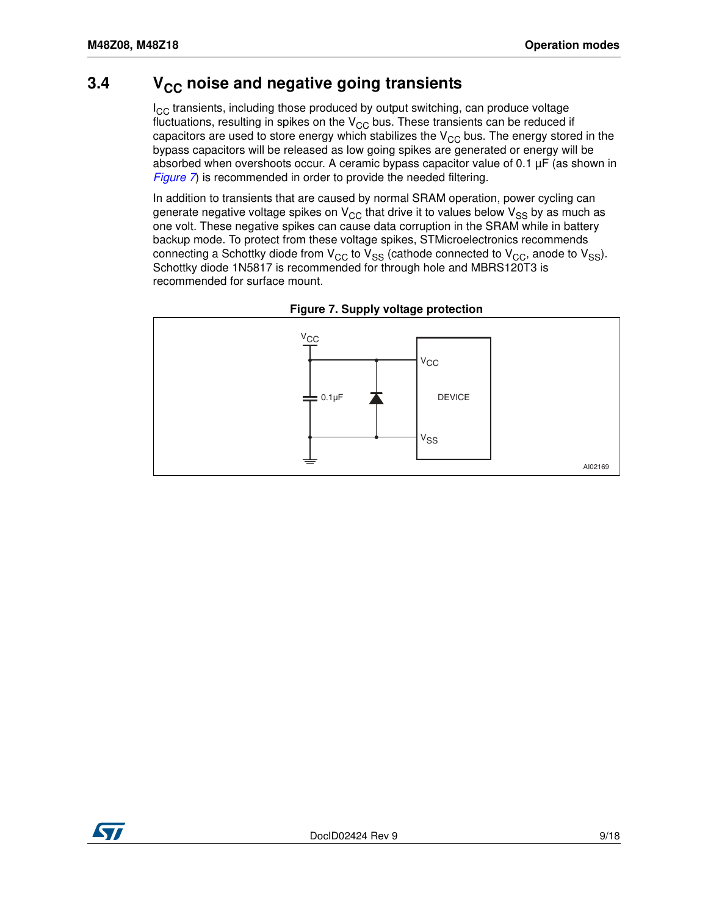## 3.4 $V_{CC}$ noise and negative going transients

$I_{CC}$ transients, including those produced by output switching, can produce voltage fluctuations, resulting in spikes on the $V_{CC}$ bus. These transients can be reduced if capacitors are used to store energy which stabilizes the $V_{CC}$ bus. The energy stored in the bypass capacitors will be released as low going spikes are generated or energy will be absorbed when overshoots occur. A ceramic bypass capacitor value of 0.1 µF (as shown in *Figure 7*) is recommended in order to provide the needed filtering.

In addition to transients that are caused by normal SRAM operation, power cycling can generate negative voltage spikes on $V_{CC}$ that drive it to values below $V_{SS}$ by as much as one volt. These negative spikes can cause data corruption in the SRAM while in battery backup mode. To protect from these voltage spikes, STMicroelectronics recommends connecting a Schottky diode from $V_{CC}$ to $V_{SS}$ (cathode connected to $V_{CC}$, anode to $V_{SS}$). Schottky diode 1N5817 is recommended for through hole and MBRS120T3 is recommended for surface mount.

**Figure 7. Supply voltage protection**

$V_{CC}$ | 0.1µF | $V_{CC}$ | DEVICE | $V_{SS}$ | AI02169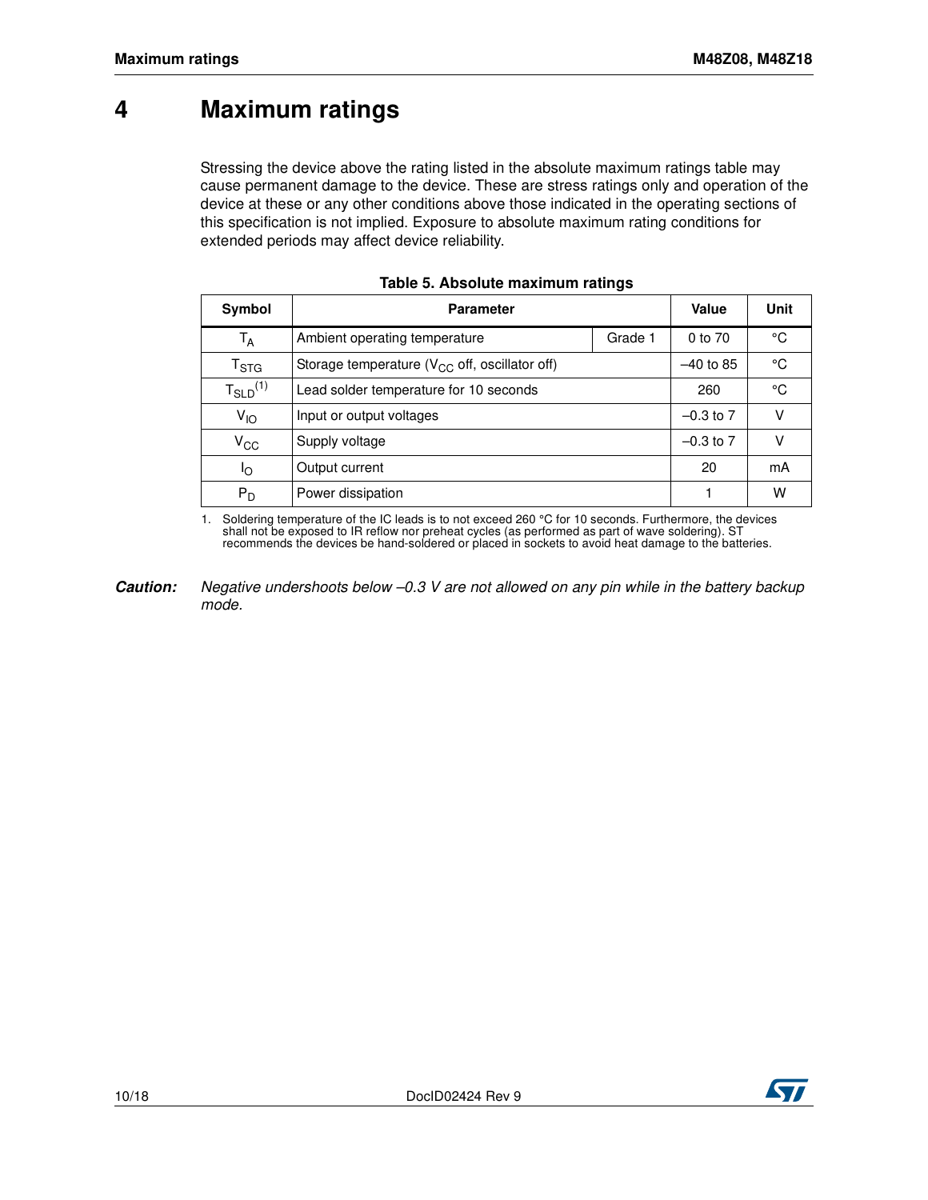# 4 Maximum ratings

Stressing the device above the rating listed in the absolute maximum ratings table may cause permanent damage to the device. These are stress ratings only and operation of the device at these or any other conditions above those indicated in the operating sections of this specification is not implied. Exposure to absolute maximum rating conditions for extended periods may affect device reliability.

**Table 5. Absolute maximum ratings**

| Symbol | Parameter | | Value | Unit |
|---|---|---|---|---|
| $T_A$ | Ambient operating temperature | Grade 1 | 0 to 70 | °C |
| $T_{STG}$ | Storage temperature ($V_{CC}$ off, oscillator off) | | –40 to 85 | °C |
| $T_{SLD}$[(1)] | Lead solder temperature for 10 seconds | | 260 | °C |
| $V_{IO}$ | Input or output voltages | | –0.3 to 7 | V |
| $V_{CC}$ | Supply voltage | | –0.3 to 7 | V |
| $I_O$ | Output current | | 20 | mA |
| $P_D$ | Power dissipation | | 1 | W |

1. Soldering temperature of the IC leads is to not exceed 260 °C for 10 seconds. Furthermore, the devices shall not be exposed to IR reflow nor preheat cycles (as performed as part of wave soldering). ST recommends the devices be hand-soldered or placed in sockets to avoid heat damage to the batteries.

***Caution:*** *Negative undershoots below –0.3 V are not allowed on any pin while in the battery backup mode.*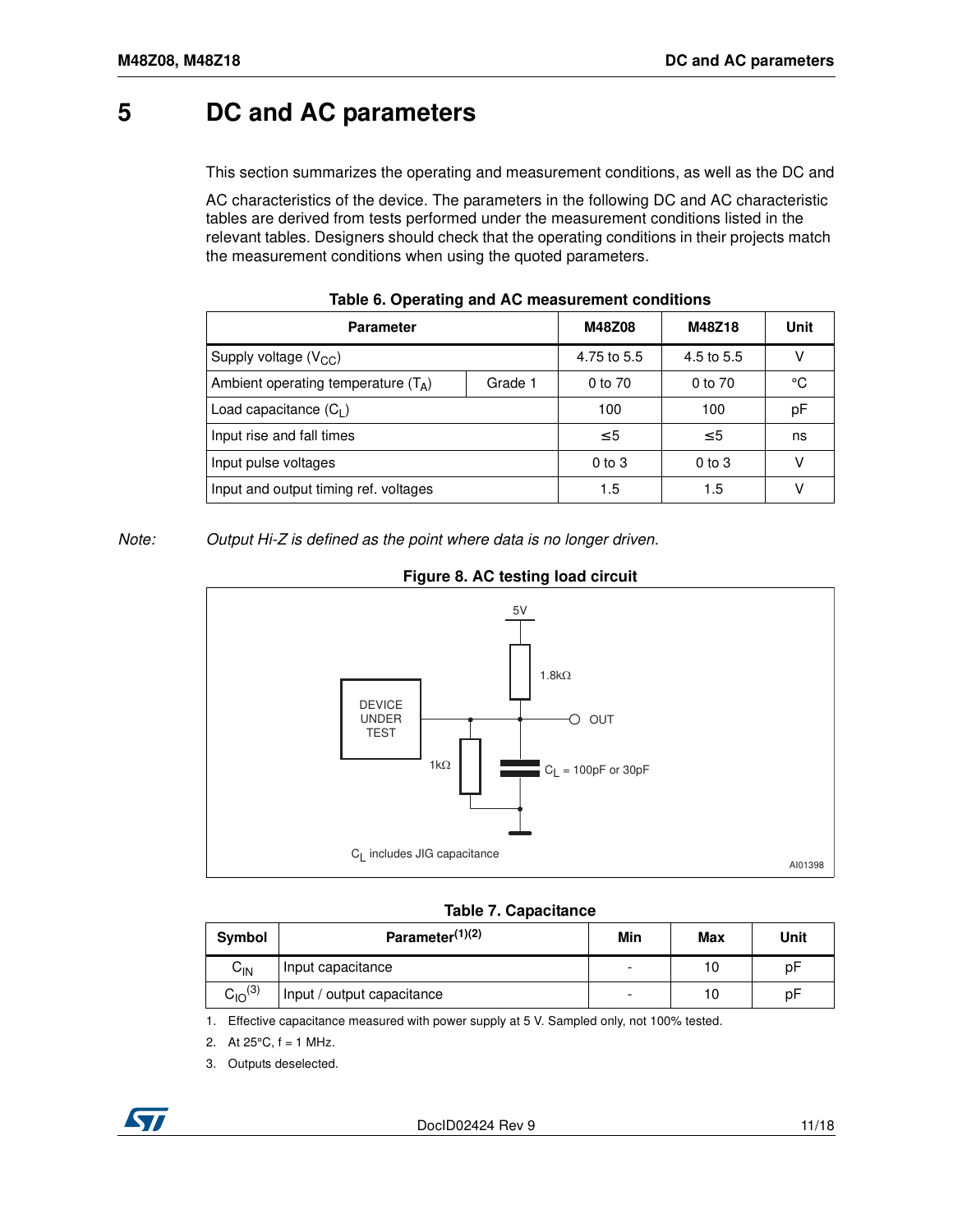# 5 DC and AC parameters

This section summarizes the operating and measurement conditions, as well as the DC and

AC characteristics of the device. The parameters in the following DC and AC characteristic tables are derived from tests performed under the measurement conditions listed in the relevant tables. Designers should check that the operating conditions in their projects match the measurement conditions when using the quoted parameters.

**Table 6. Operating and AC measurement conditions**

| Parameter | | M48Z08 | M48Z18 | Unit |
|---|---|---|---|---|
| Supply voltage ($V_{CC}$) | | 4.75 to 5.5 | 4.5 to 5.5 | V |
| Ambient operating temperature ($T_A$) | Grade 1 | 0 to 70 | 0 to 70 | °C |
| Load capacitance ($C_L$) | | 100 | 100 | pF |
| Input rise and fall times | | ≤5 | ≤5 | ns |
| Input pulse voltages | | 0 to 3 | 0 to 3 | V |
| Input and output timing ref. voltages | | 1.5 | 1.5 | V |

*Note: Output Hi-Z is defined as the point where data is no longer driven.*

**Figure 8. AC testing load circuit**

5V

1.8kΩ

DEVICE UNDER TEST

OUT

1kΩ

$C_L$ = 100pF or 30pF

$C_L$ includes JIG capacitance

AI01398

**Table 7. Capacitance**

| Symbol | Parameter[(1)(2)] | Min | Max | Unit |
|---|---|---|---|---|
| $C_{IN}$ | Input capacitance | - | 10 | pF |
| $C_{IO}$[(3)] | Input / output capacitance | - | 10 | pF |

1. Effective capacitance measured with power supply at 5 V. Sampled only, not 100% tested.
2. At 25°C, f = 1 MHz.
3. Outputs deselected.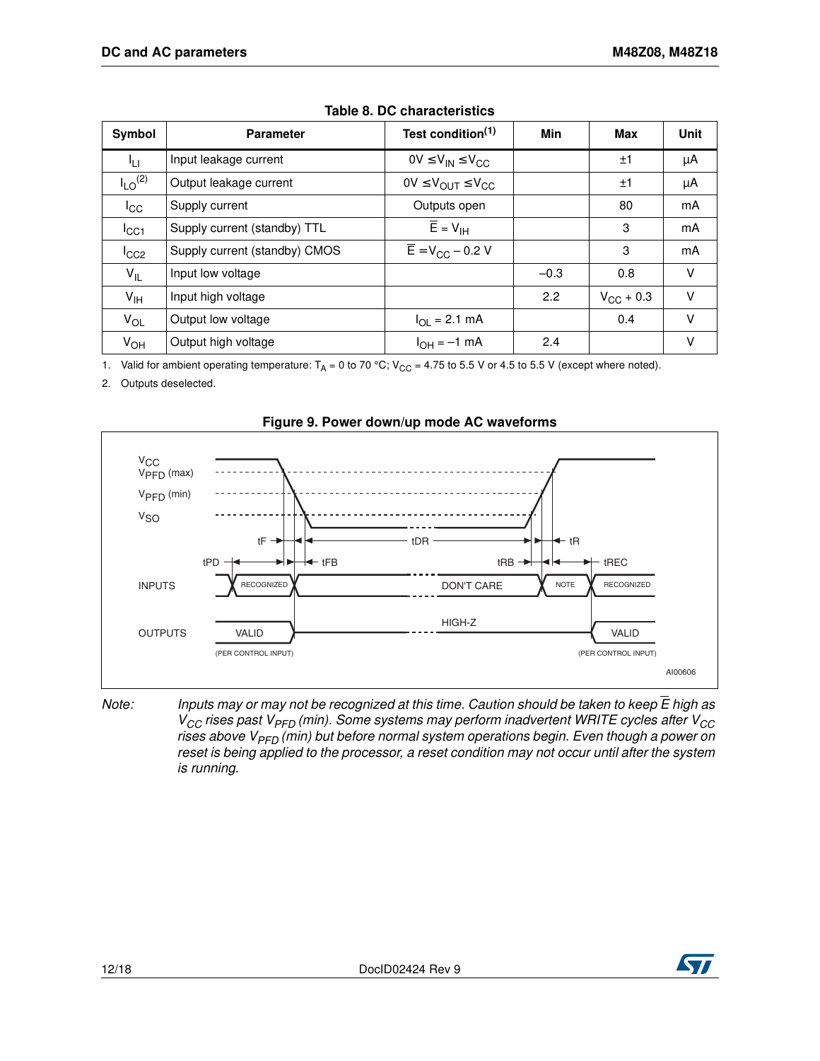**Table 8. DC characteristics**

| Symbol | Parameter | Test condition(1) | Min | Max | Unit |
|---|---|---|---|---|---|
| $I_{LI}$ | Input leakage current | $0V \leq V_{IN} \leq V_{CC}$ | | ±1 | µA |
| $I_{LO}$(2) | Output leakage current | $0V \leq V_{OUT} \leq V_{CC}$ | | ±1 | µA |
| $I_{CC}$ | Supply current | Outputs open | | 80 | mA |
| $I_{CC1}$ | Supply current (standby) TTL | $\overline{E} = V_{IH}$ | | 3 | mA |
| $I_{CC2}$ | Supply current (standby) CMOS | $\overline{E} = V_{CC} - 0.2$ V | | 3 | mA |
| $V_{IL}$ | Input low voltage | | –0.3 | 0.8 | V |
| $V_{IH}$ | Input high voltage | | 2.2 | $V_{CC} + 0.3$ | V |
| $V_{OL}$ | Output low voltage | $I_{OL} = 2.1$ mA | | 0.4 | V |
| $V_{OH}$ | Output high voltage | $I_{OH} = -1$ mA | 2.4 | | V |

1. Valid for ambient operating temperature: $T_A = 0$ to 70 °C; $V_{CC} = 4.75$ to 5.5 V or 4.5 to 5.5 V (except where noted).
2. Outputs deselected.

**Figure 9. Power down/up mode AC waveforms**

*Note: Inputs may or may not be recognized at this time. Caution should be taken to keep $\overline{E}$ high as $V_{CC}$ rises past $V_{PFD}$ (min). Some systems may perform inadvertent WRITE cycles after $V_{CC}$ rises above $V_{PFD}$ (min) but before normal system operations begin. Even though a power on reset is being applied to the processor, a reset condition may not occur until after the system is running.*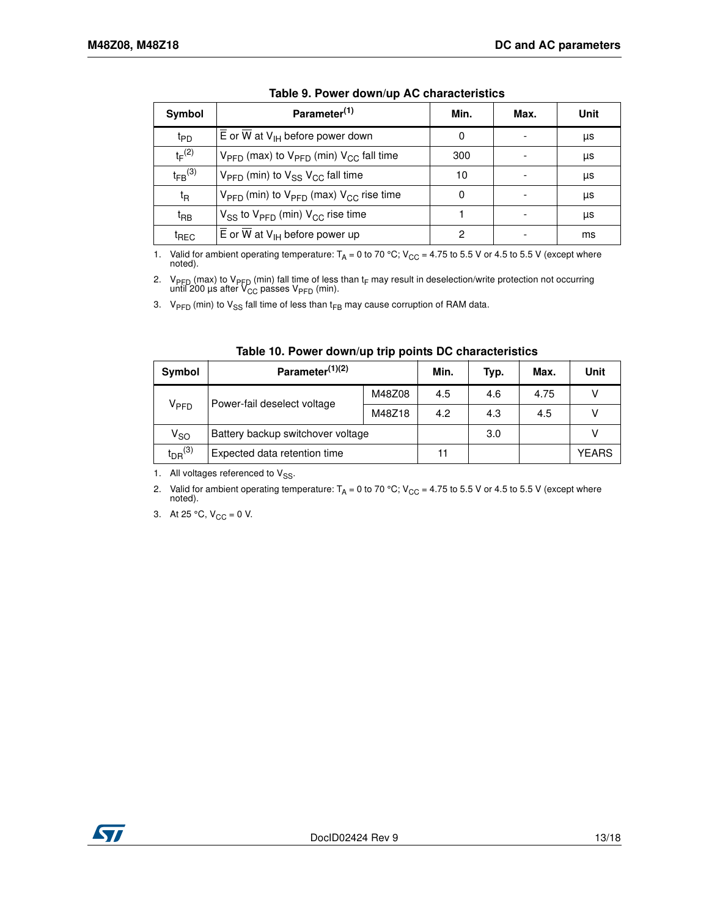**Table 9. Power down/up AC characteristics**

| Symbol | Parameter[1] | Min. | Max. | Unit |
|---|---|---|---|---|
| $t_{PD}$ | $\overline{E}$ or $\overline{W}$ at $V_{IH}$ before power down | 0 | - | µs |
| $t_F$[2] | $V_{PFD}$ (max) to $V_{PFD}$ (min) $V_{CC}$ fall time | 300 | - | µs |
| $t_{FB}$[3] | $V_{PFD}$ (min) to $V_{SS}$ $V_{CC}$ fall time | 10 | - | µs |
| $t_R$ | $V_{PFD}$ (min) to $V_{PFD}$ (max) $V_{CC}$ rise time | 0 | - | µs |
| $t_{RB}$ | $V_{SS}$ to $V_{PFD}$ (min) $V_{CC}$ rise time | 1 | - | µs |
| $t_{REC}$ | $\overline{E}$ or $\overline{W}$ at $V_{IH}$ before power up | 2 | - | ms |

1. Valid for ambient operating temperature: $T_A$ = 0 to 70 °C; $V_{CC}$ = 4.75 to 5.5 V or 4.5 to 5.5 V (except where noted).
2. $V_{PFD}$ (max) to $V_{PFD}$ (min) fall time of less than $t_F$ may result in deselection/write protection not occurring until 200 µs after $V_{CC}$ passes $V_{PFD}$ (min).
3. $V_{PFD}$ (min) to $V_{SS}$ fall time of less than $t_{FB}$ may cause corruption of RAM data.

**Table 10. Power down/up trip points DC characteristics**

| Symbol | Parameter[1][2] | | Min. | Typ. | Max. | Unit |
|---|---|---|---|---|---|---|
| $V_{PFD}$ | Power-fail deselect voltage | M48Z08 | 4.5 | 4.6 | 4.75 | V |
| | | M48Z18 | 4.2 | 4.3 | 4.5 | V |
| $V_{SO}$ | Battery backup switchover voltage | | | 3.0 | | V |
| $t_{DR}$[3] | Expected data retention time | | 11 | | | YEARS |

1. All voltages referenced to $V_{SS}$.
2. Valid for ambient operating temperature: $T_A$ = 0 to 70 °C; $V_{CC}$ = 4.75 to 5.5 V or 4.5 to 5.5 V (except where noted).
3. At 25 °C, $V_{CC}$ = 0 V.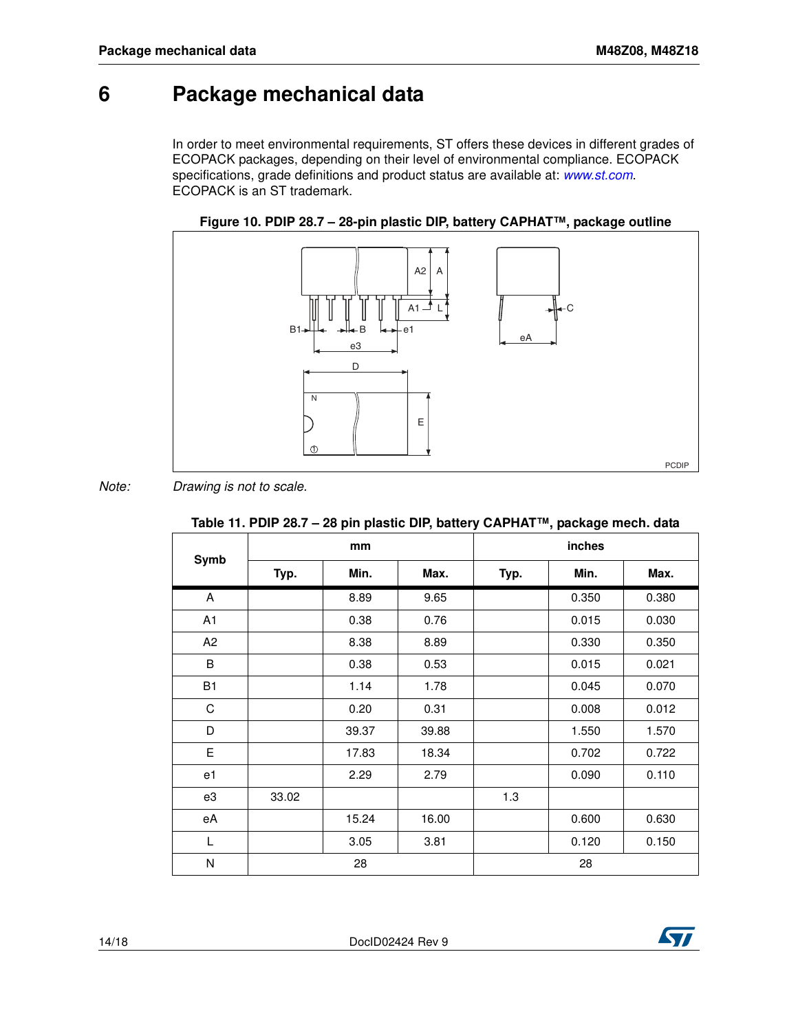# 6 Package mechanical data

In order to meet environmental requirements, ST offers these devices in different grades of ECOPACK packages, depending on their level of environmental compliance. ECOPACK specifications, grade definitions and product status are available at: *www.st.com*. ECOPACK is an ST trademark.

**Figure 10. PDIP 28.7 – 28-pin plastic DIP, battery CAPHAT™, package outline**

*Note:* *Drawing is not to scale.*

**Table 11. PDIP 28.7 – 28 pin plastic DIP, battery CAPHAT™, package mech. data**

| Symb | mm | | | inches | | |
|---|---|---|---|---|---|---|
| | Typ. | Min. | Max. | Typ. | Min. | Max. |
| A | | 8.89 | 9.65 | | 0.350 | 0.380 |
| A1 | | 0.38 | 0.76 | | 0.015 | 0.030 |
| A2 | | 8.38 | 8.89 | | 0.330 | 0.350 |
| B | | 0.38 | 0.53 | | 0.015 | 0.021 |
| B1 | | 1.14 | 1.78 | | 0.045 | 0.070 |
| C | | 0.20 | 0.31 | | 0.008 | 0.012 |
| D | | 39.37 | 39.88 | | 1.550 | 1.570 |
| E | | 17.83 | 18.34 | | 0.702 | 0.722 |
| e1 | | 2.29 | 2.79 | | 0.090 | 0.110 |
| e3 | 33.02 | | | 1.3 | | |
| eA | | 15.24 | 16.00 | | 0.600 | 0.630 |
| L | | 3.05 | 3.81 | | 0.120 | 0.150 |
| N | 28 | | | 28 | | |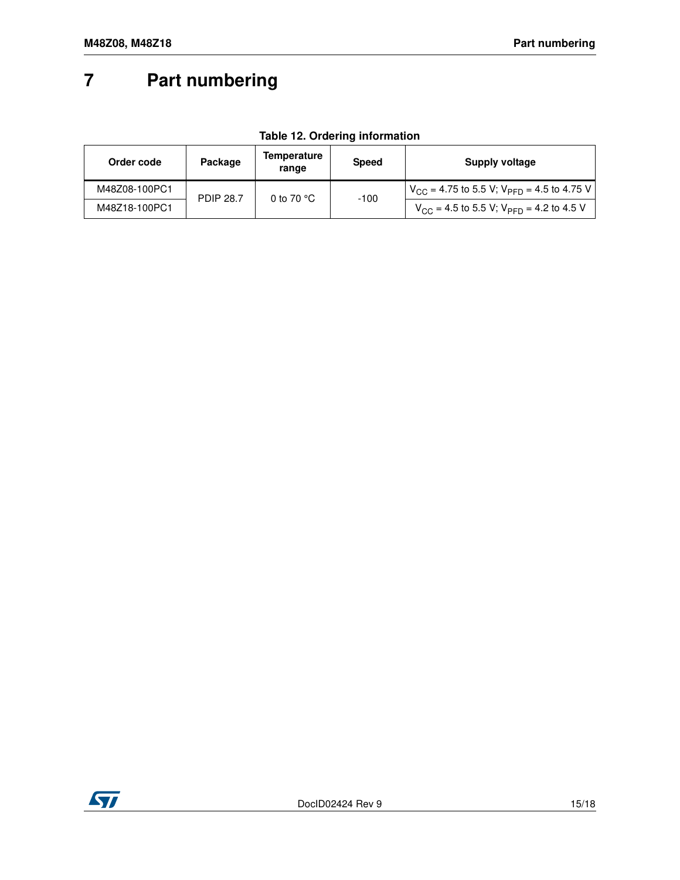# 7 Part numbering

**Table 12. Ordering information**

| Order code | Package | Temperature range | Speed | Supply voltage |
|---|---|---|---|---|
| M48Z08-100PC1 | PDIP 28.7 | 0 to 70 °C | -100 | $V_{CC}$ = 4.75 to 5.5 V; $V_{PFD}$ = 4.5 to 4.75 V |
| M48Z18-100PC1 | | | | $V_{CC}$ = 4.5 to 5.5 V; $V_{PFD}$ = 4.2 to 4.5 V |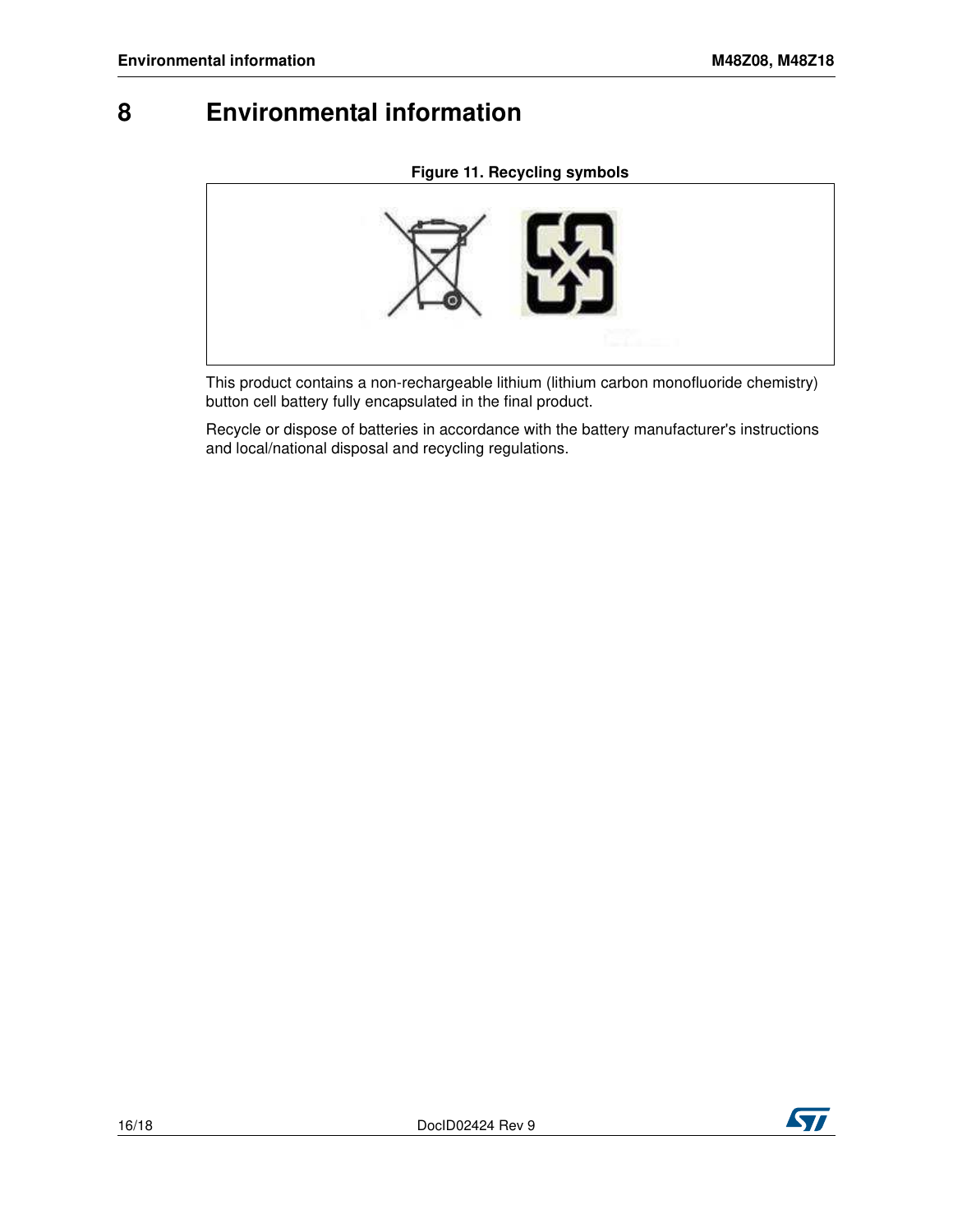# 8 Environmental information

**Figure 11. Recycling symbols**

This product contains a non-rechargeable lithium (lithium carbon monofluoride chemistry) button cell battery fully encapsulated in the final product.

Recycle or dispose of batteries in accordance with the battery manufacturer's instructions and local/national disposal and recycling regulations.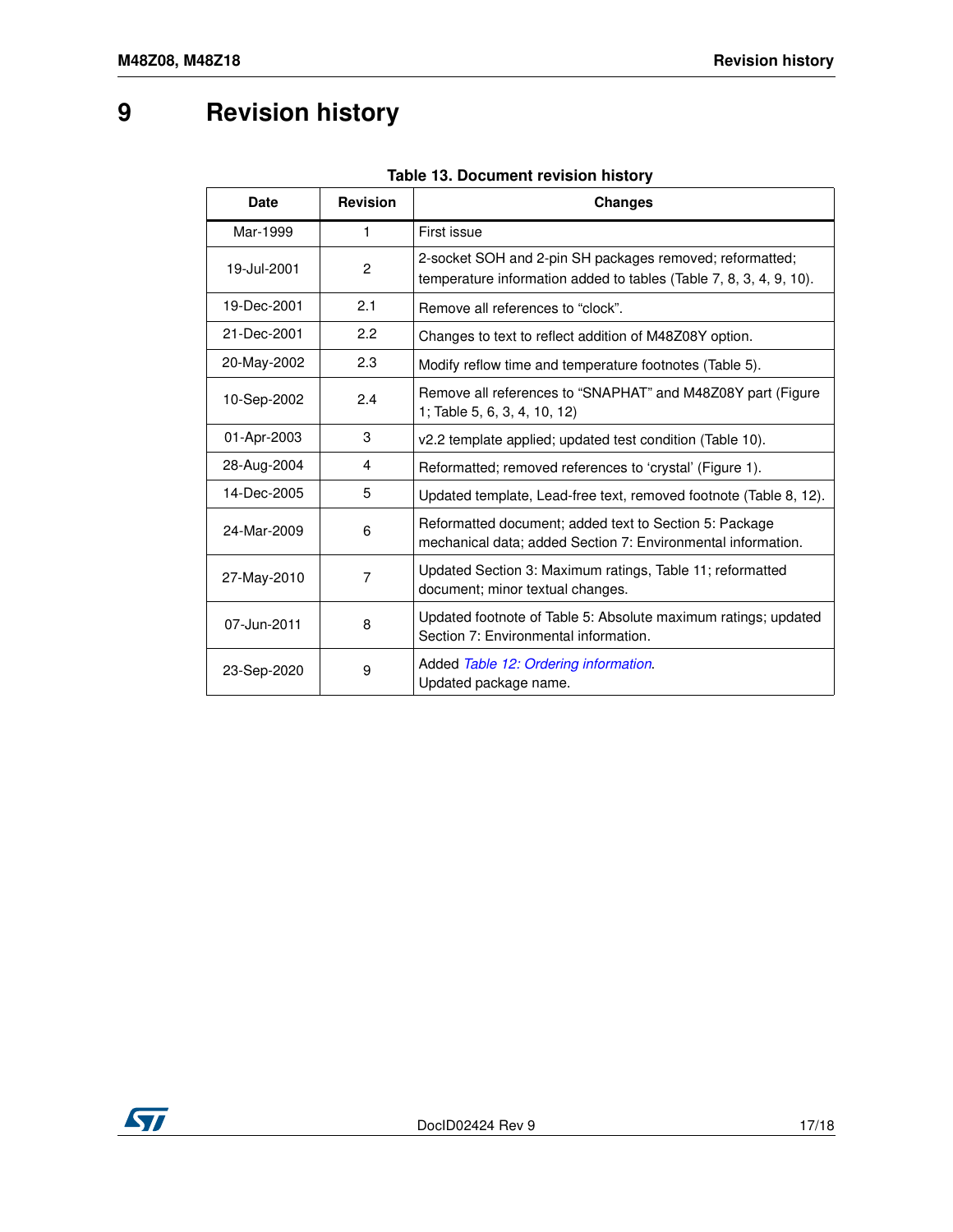# 9 Revision history

**Table 13. Document revision history**

| Date | Revision | Changes |
| --- | --- | --- |
| Mar-1999 | 1 | First issue |
| 19-Jul-2001 | 2 | 2-socket SOH and 2-pin SH packages removed; reformatted; temperature information added to tables (Table 7, 8, 3, 4, 9, 10). |
| 19-Dec-2001 | 2.1 | Remove all references to “clock”. |
| 21-Dec-2001 | 2.2 | Changes to text to reflect addition of M48Z08Y option. |
| 20-May-2002 | 2.3 | Modify reflow time and temperature footnotes (Table 5). |
| 10-Sep-2002 | 2.4 | Remove all references to “SNAPHAT” and M48Z08Y part (Figure 1; Table 5, 6, 3, 4, 10, 12) |
| 01-Apr-2003 | 3 | v2.2 template applied; updated test condition (Table 10). |
| 28-Aug-2004 | 4 | Reformatted; removed references to ‘crystal’ (Figure 1). |
| 14-Dec-2005 | 5 | Updated template, Lead-free text, removed footnote (Table 8, 12). |
| 24-Mar-2009 | 6 | Reformatted document; added text to Section 5: Package mechanical data; added Section 7: Environmental information. |
| 27-May-2010 | 7 | Updated Section 3: Maximum ratings, Table 11; reformatted document; minor textual changes. |
| 07-Jun-2011 | 8 | Updated footnote of Table 5: Absolute maximum ratings; updated Section 7: Environmental information. |
| 23-Sep-2020 | 9 | Added *Table 12: Ordering information*. Updated package name. |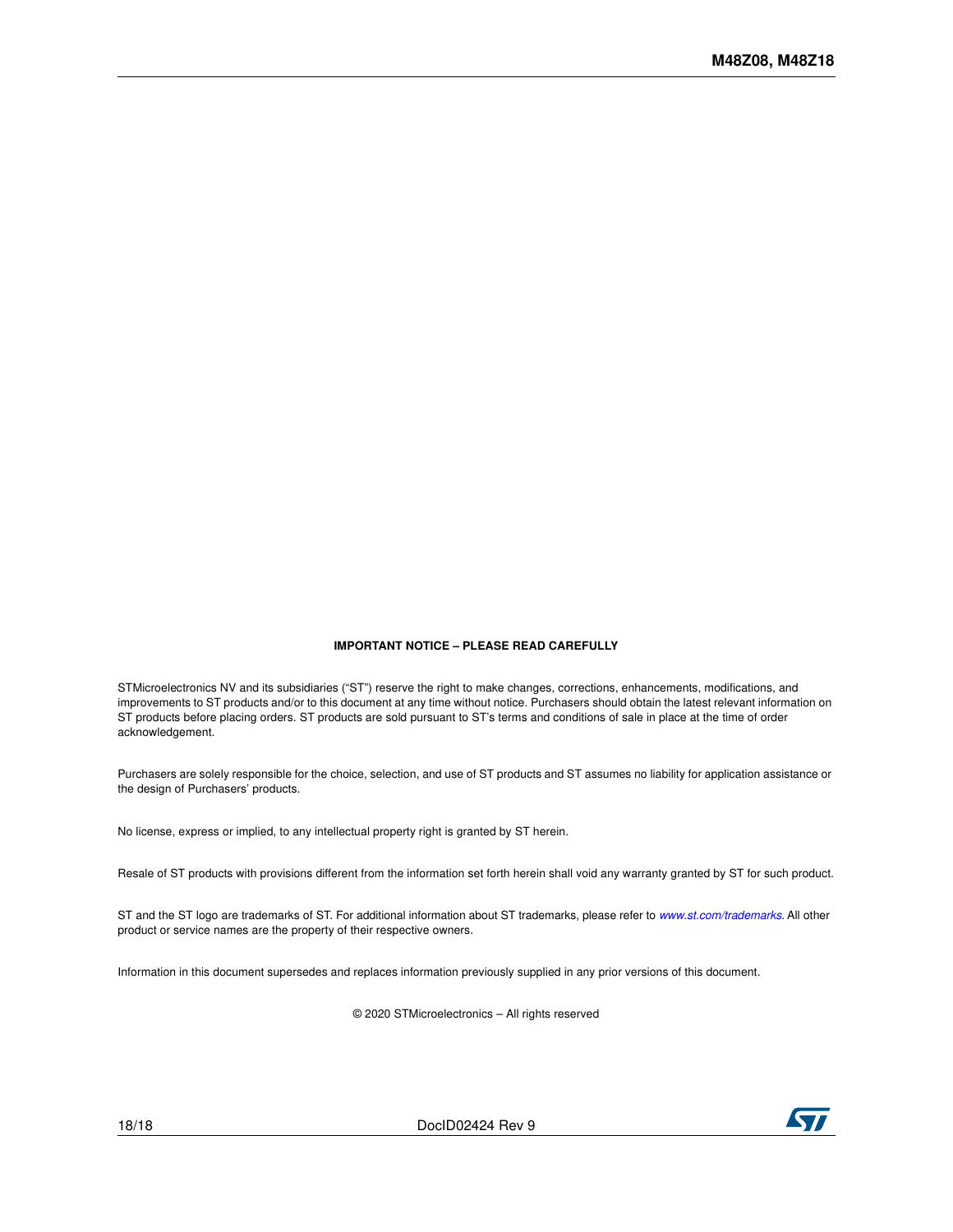**IMPORTANT NOTICE – PLEASE READ CAREFULLY**

STMicroelectronics NV and its subsidiaries ("ST") reserve the right to make changes, corrections, enhancements, modifications, and improvements to ST products and/or to this document at any time without notice. Purchasers should obtain the latest relevant information on ST products before placing orders. ST products are sold pursuant to ST's terms and conditions of sale in place at the time of order acknowledgement.

Purchasers are solely responsible for the choice, selection, and use of ST products and ST assumes no liability for application assistance or the design of Purchasers' products.

No license, express or implied, to any intellectual property right is granted by ST herein.

Resale of ST products with provisions different from the information set forth herein shall void any warranty granted by ST for such product.

ST and the ST logo are trademarks of ST. For additional information about ST trademarks, please refer to *www.st.com/trademarks*. All other product or service names are the property of their respective owners.

Information in this document supersedes and replaces information previously supplied in any prior versions of this document.

© 2020 STMicroelectronics – All rights reserved